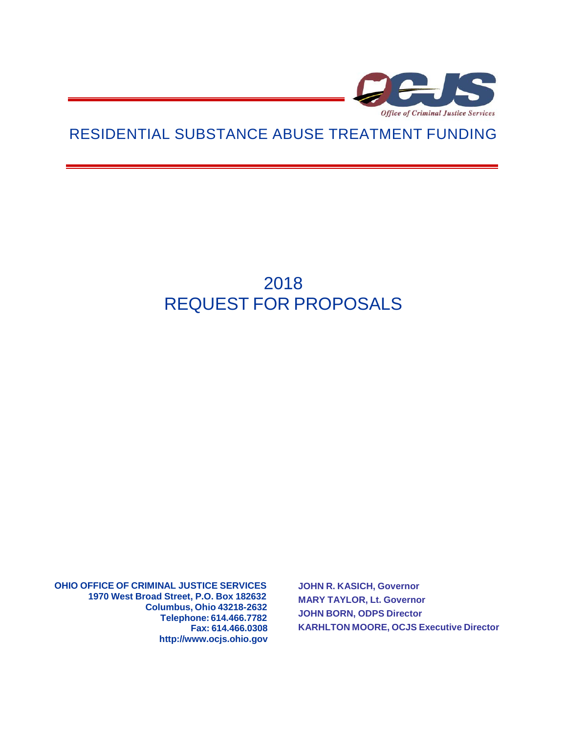OCJS

*Office of Criminal Justice Services*

# RESIDENTIAL SUBSTANCE ABUSE TREATMENT FUNDING

# 2018
# REQUEST FOR PROPOSALS

**OHIO OFFICE OF CRIMINAL JUSTICE SERVICES**
**1970 West Broad Street, P.O. Box 182632**
**Columbus, Ohio 43218-2632**
**Telephone: 614.466.7782**
**Fax: 614.466.0308**
**http://www.ocjs.ohio.gov**

**JOHN R. KASICH, Governor**
**MARY TAYLOR, Lt. Governor**
**JOHN BORN, ODPS Director**
**KARHLTON MOORE, OCJS Executive Director**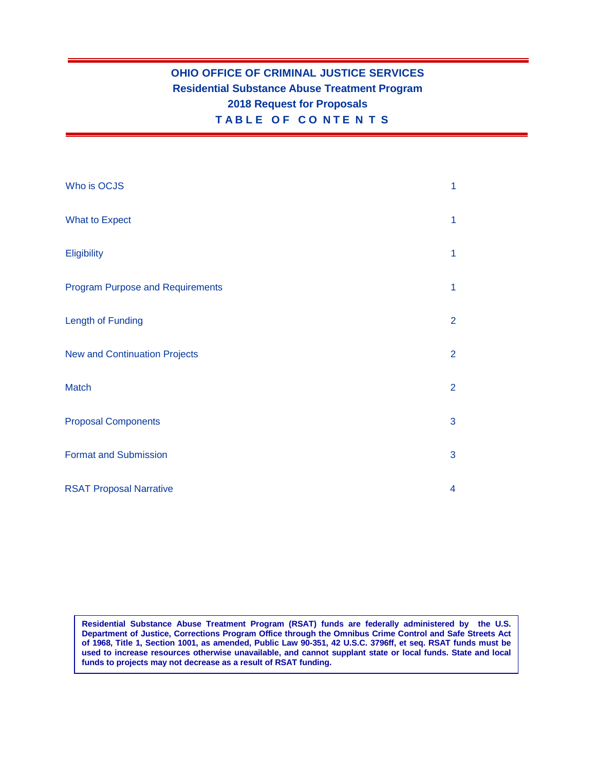# OHIO OFFICE OF CRIMINAL JUSTICE SERVICES

## Residential Substance Abuse Treatment Program

## 2018 Request for Proposals

## TABLE OF CONTENTS

| | |
|---|---|
| Who is OCJS | 1 |
| What to Expect | 1 |
| Eligibility | 1 |
| Program Purpose and Requirements | 1 |
| Length of Funding | 2 |
| New and Continuation Projects | 2 |
| Match | 2 |
| Proposal Components | 3 |
| Format and Submission | 3 |
| RSAT Proposal Narrative | 4 |

**Residential Substance Abuse Treatment Program (RSAT) funds are federally administered by the U.S. Department of Justice, Corrections Program Office through the Omnibus Crime Control and Safe Streets Act of 1968, Title 1, Section 1001, as amended, Public Law 90-351, 42 U.S.C. 3796ff, et seq. RSAT funds must be used to increase resources otherwise unavailable, and cannot supplant state or local funds. State and local funds to projects may not decrease as a result of RSAT funding.**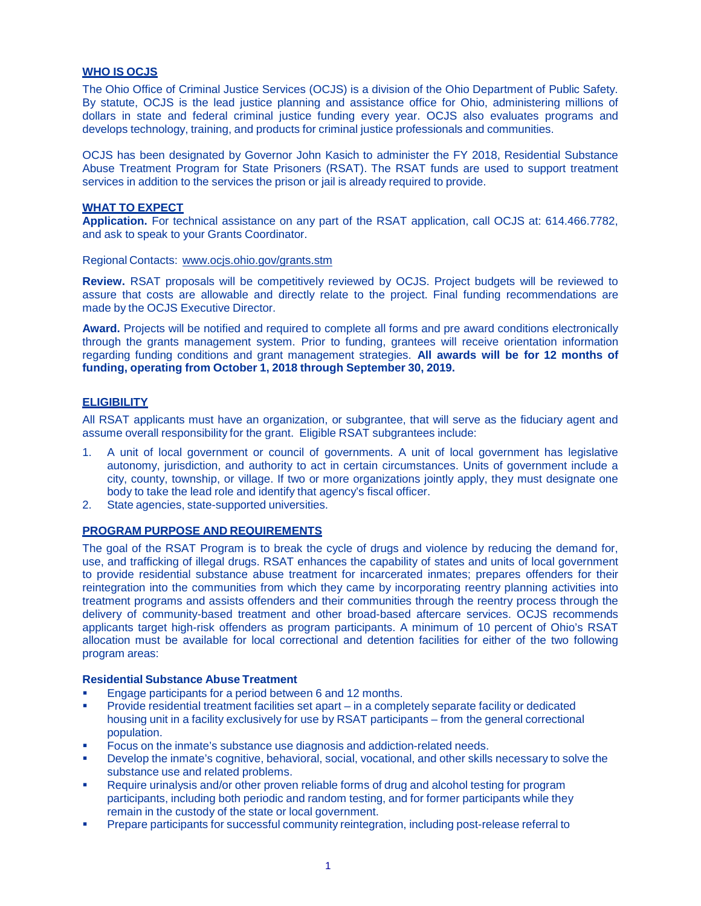## WHO IS OCJS

The Ohio Office of Criminal Justice Services (OCJS) is a division of the Ohio Department of Public Safety. By statute, OCJS is the lead justice planning and assistance office for Ohio, administering millions of dollars in state and federal criminal justice funding every year. OCJS also evaluates programs and develops technology, training, and products for criminal justice professionals and communities.

OCJS has been designated by Governor John Kasich to administer the FY 2018, Residential Substance Abuse Treatment Program for State Prisoners (RSAT). The RSAT funds are used to support treatment services in addition to the services the prison or jail is already required to provide.

## WHAT TO EXPECT

**Application.** For technical assistance on any part of the RSAT application, call OCJS at: 614.466.7782, and ask to speak to your Grants Coordinator.

Regional Contacts: www.ocjs.ohio.gov/grants.stm

**Review.** RSAT proposals will be competitively reviewed by OCJS. Project budgets will be reviewed to assure that costs are allowable and directly relate to the project. Final funding recommendations are made by the OCJS Executive Director.

**Award.** Projects will be notified and required to complete all forms and pre award conditions electronically through the grants management system. Prior to funding, grantees will receive orientation information regarding funding conditions and grant management strategies. **All awards will be for 12 months of funding, operating from October 1, 2018 through September 30, 2019.**

## ELIGIBILITY

All RSAT applicants must have an organization, or subgrantee, that will serve as the fiduciary agent and assume overall responsibility for the grant. Eligible RSAT subgrantees include:

1. A unit of local government or council of governments. A unit of local government has legislative autonomy, jurisdiction, and authority to act in certain circumstances. Units of government include a city, county, township, or village. If two or more organizations jointly apply, they must designate one body to take the lead role and identify that agency's fiscal officer.
2. State agencies, state-supported universities.

## PROGRAM PURPOSE AND REQUIREMENTS

The goal of the RSAT Program is to break the cycle of drugs and violence by reducing the demand for, use, and trafficking of illegal drugs. RSAT enhances the capability of states and units of local government to provide residential substance abuse treatment for incarcerated inmates; prepares offenders for their reintegration into the communities from which they came by incorporating reentry planning activities into treatment programs and assists offenders and their communities through the reentry process through the delivery of community-based treatment and other broad-based aftercare services. OCJS recommends applicants target high-risk offenders as program participants. A minimum of 10 percent of Ohio's RSAT allocation must be available for local correctional and detention facilities for either of the two following program areas:

### Residential Substance Abuse Treatment

- Engage participants for a period between 6 and 12 months.
- Provide residential treatment facilities set apart – in a completely separate facility or dedicated housing unit in a facility exclusively for use by RSAT participants – from the general correctional population.
- Focus on the inmate's substance use diagnosis and addiction-related needs.
- Develop the inmate's cognitive, behavioral, social, vocational, and other skills necessary to solve the substance use and related problems.
- Require urinalysis and/or other proven reliable forms of drug and alcohol testing for program participants, including both periodic and random testing, and for former participants while they remain in the custody of the state or local government.
- Prepare participants for successful community reintegration, including post-release referral to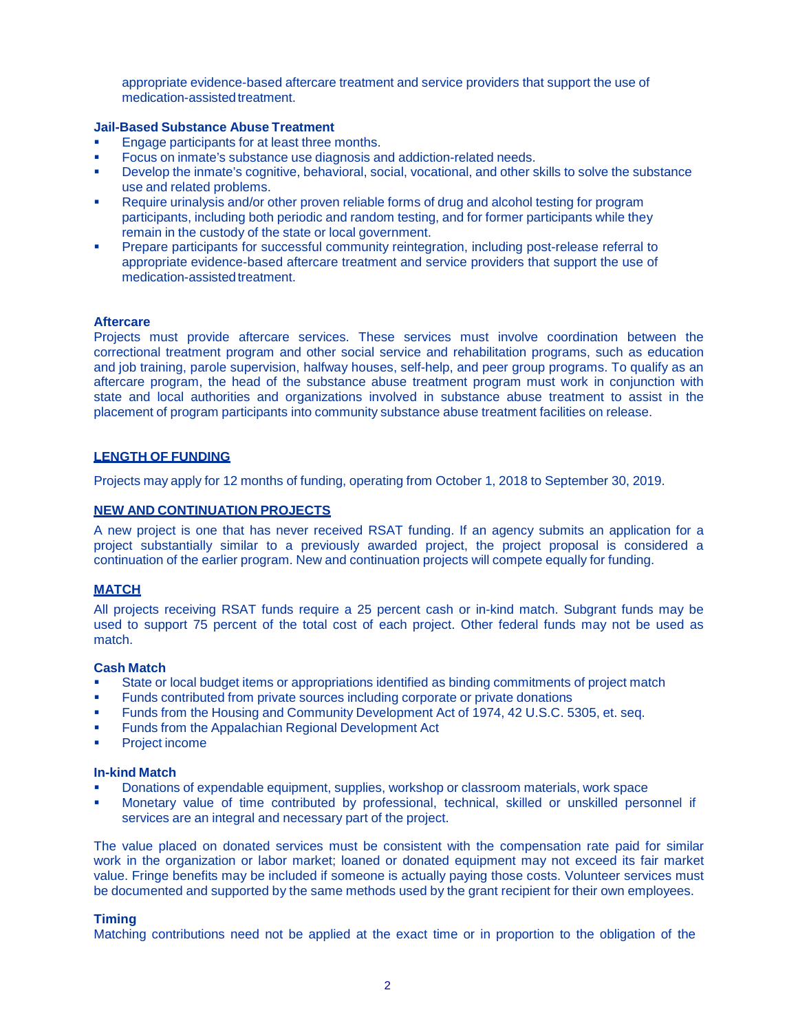appropriate evidence-based aftercare treatment and service providers that support the use of medication-assisted treatment.

**Jail-Based Substance Abuse Treatment**

- Engage participants for at least three months.
- Focus on inmate's substance use diagnosis and addiction-related needs.
- Develop the inmate's cognitive, behavioral, social, vocational, and other skills to solve the substance use and related problems.
- Require urinalysis and/or other proven reliable forms of drug and alcohol testing for program participants, including both periodic and random testing, and for former participants while they remain in the custody of the state or local government.
- Prepare participants for successful community reintegration, including post-release referral to appropriate evidence-based aftercare treatment and service providers that support the use of medication-assisted treatment.

**Aftercare**

Projects must provide aftercare services. These services must involve coordination between the correctional treatment program and other social service and rehabilitation programs, such as education and job training, parole supervision, halfway houses, self-help, and peer group programs. To qualify as an aftercare program, the head of the substance abuse treatment program must work in conjunction with state and local authorities and organizations involved in substance abuse treatment to assist in the placement of program participants into community substance abuse treatment facilities on release.

## LENGTH OF FUNDING

Projects may apply for 12 months of funding, operating from October 1, 2018 to September 30, 2019.

## NEW AND CONTINUATION PROJECTS

A new project is one that has never received RSAT funding. If an agency submits an application for a project substantially similar to a previously awarded project, the project proposal is considered a continuation of the earlier program. New and continuation projects will compete equally for funding.

## MATCH

All projects receiving RSAT funds require a 25 percent cash or in-kind match. Subgrant funds may be used to support 75 percent of the total cost of each project. Other federal funds may not be used as match.

**Cash Match**

- State or local budget items or appropriations identified as binding commitments of project match
- Funds contributed from private sources including corporate or private donations
- Funds from the Housing and Community Development Act of 1974, 42 U.S.C. 5305, et. seq.
- Funds from the Appalachian Regional Development Act
- Project income

**In-kind Match**

- Donations of expendable equipment, supplies, workshop or classroom materials, work space
- Monetary value of time contributed by professional, technical, skilled or unskilled personnel if services are an integral and necessary part of the project.

The value placed on donated services must be consistent with the compensation rate paid for similar work in the organization or labor market; loaned or donated equipment may not exceed its fair market value. Fringe benefits may be included if someone is actually paying those costs. Volunteer services must be documented and supported by the same methods used by the grant recipient for their own employees.

**Timing**

Matching contributions need not be applied at the exact time or in proportion to the obligation of the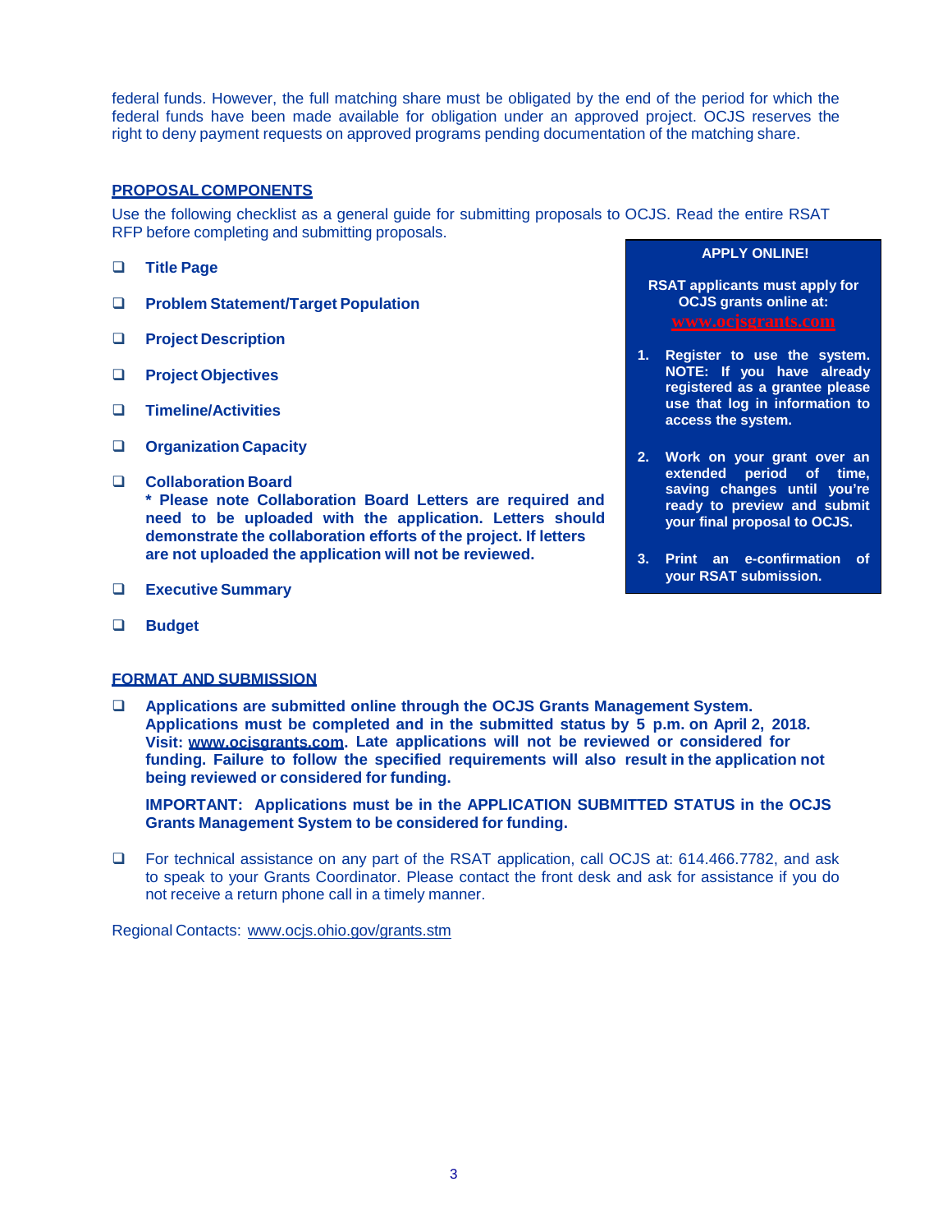federal funds. However, the full matching share must be obligated by the end of the period for which the federal funds have been made available for obligation under an approved project. OCJS reserves the right to deny payment requests on approved programs pending documentation of the matching share.

## PROPOSAL COMPONENTS

Use the following checklist as a general guide for submitting proposals to OCJS. Read the entire RSAT RFP before completing and submitting proposals.

- ❑ **Title Page**
- ❑ **Problem Statement/Target Population**
- ❑ **Project Description**
- ❑ **Project Objectives**
- ❑ **Timeline/Activities**
- ❑ **Organization Capacity**
- ❑ **Collaboration Board**
  **\* Please note Collaboration Board Letters are required and need to be uploaded with the application. Letters should demonstrate the collaboration efforts of the project. If letters are not uploaded the application will not be reviewed.**
- ❑ **Executive Summary**
- ❑ **Budget**

**APPLY ONLINE!**

**RSAT applicants must apply for OCJS grants online at:**
**www.ocjsgrants.com**

1. **Register to use the system. NOTE: If you have already registered as a grantee please use that log in information to access the system.**
2. **Work on your grant over an extended period of time, saving changes until you're ready to preview and submit your final proposal to OCJS.**
3. **Print an e-confirmation of your RSAT submission.**

## FORMAT AND SUBMISSION

- ❑ **Applications are submitted online through the OCJS Grants Management System. Applications must be completed and in the submitted status by 5 p.m. on April 2, 2018. Visit: www.ocjsgrants.com. Late applications will not be reviewed or considered for funding. Failure to follow the specified requirements will also result in the application not being reviewed or considered for funding.**

  **IMPORTANT: Applications must be in the APPLICATION SUBMITTED STATUS in the OCJS Grants Management System to be considered for funding.**

- ❑ For technical assistance on any part of the RSAT application, call OCJS at: 614.466.7782, and ask to speak to your Grants Coordinator. Please contact the front desk and ask for assistance if you do not receive a return phone call in a timely manner.

Regional Contacts: www.ocjs.ohio.gov/grants.stm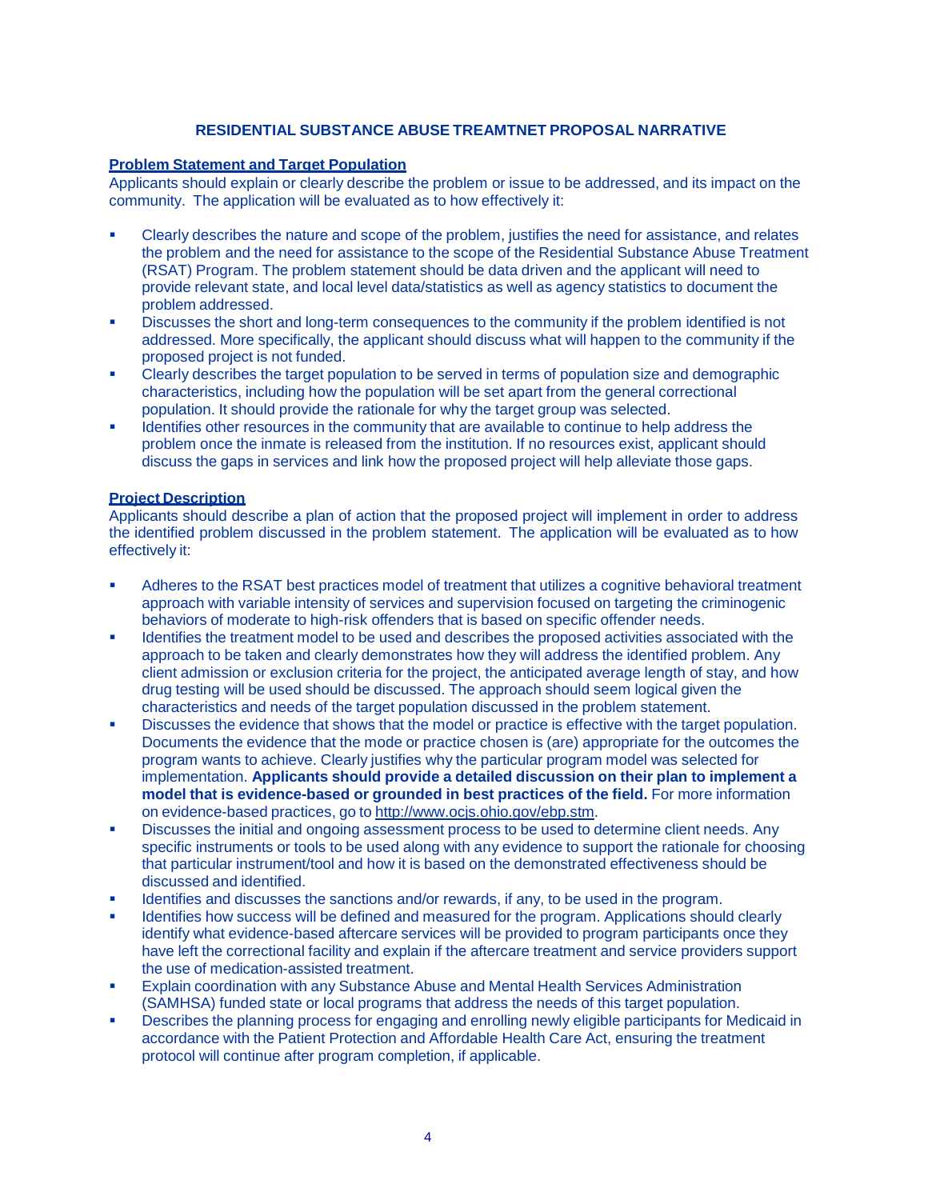# RESIDENTIAL SUBSTANCE ABUSE TREAMTNET PROPOSAL NARRATIVE

**Problem Statement and Target Population**

Applicants should explain or clearly describe the problem or issue to be addressed, and its impact on the community. The application will be evaluated as to how effectively it:

- Clearly describes the nature and scope of the problem, justifies the need for assistance, and relates the problem and the need for assistance to the scope of the Residential Substance Abuse Treatment (RSAT) Program. The problem statement should be data driven and the applicant will need to provide relevant state, and local level data/statistics as well as agency statistics to document the problem addressed.
- Discusses the short and long-term consequences to the community if the problem identified is not addressed. More specifically, the applicant should discuss what will happen to the community if the proposed project is not funded.
- Clearly describes the target population to be served in terms of population size and demographic characteristics, including how the population will be set apart from the general correctional population. It should provide the rationale for why the target group was selected.
- Identifies other resources in the community that are available to continue to help address the problem once the inmate is released from the institution. If no resources exist, applicant should discuss the gaps in services and link how the proposed project will help alleviate those gaps.

**Project Description**

Applicants should describe a plan of action that the proposed project will implement in order to address the identified problem discussed in the problem statement. The application will be evaluated as to how effectively it:

- Adheres to the RSAT best practices model of treatment that utilizes a cognitive behavioral treatment approach with variable intensity of services and supervision focused on targeting the criminogenic behaviors of moderate to high-risk offenders that is based on specific offender needs.
- Identifies the treatment model to be used and describes the proposed activities associated with the approach to be taken and clearly demonstrates how they will address the identified problem. Any client admission or exclusion criteria for the project, the anticipated average length of stay, and how drug testing will be used should be discussed. The approach should seem logical given the characteristics and needs of the target population discussed in the problem statement.
- Discusses the evidence that shows that the model or practice is effective with the target population. Documents the evidence that the mode or practice chosen is (are) appropriate for the outcomes the program wants to achieve. Clearly justifies why the particular program model was selected for implementation. **Applicants should provide a detailed discussion on their plan to implement a model that is evidence-based or grounded in best practices of the field.** For more information on evidence-based practices, go to http://www.ocjs.ohio.gov/ebp.stm.
- Discusses the initial and ongoing assessment process to be used to determine client needs. Any specific instruments or tools to be used along with any evidence to support the rationale for choosing that particular instrument/tool and how it is based on the demonstrated effectiveness should be discussed and identified.
- Identifies and discusses the sanctions and/or rewards, if any, to be used in the program.
- Identifies how success will be defined and measured for the program. Applications should clearly identify what evidence-based aftercare services will be provided to program participants once they have left the correctional facility and explain if the aftercare treatment and service providers support the use of medication-assisted treatment.
- Explain coordination with any Substance Abuse and Mental Health Services Administration (SAMHSA) funded state or local programs that address the needs of this target population.
- Describes the planning process for engaging and enrolling newly eligible participants for Medicaid in accordance with the Patient Protection and Affordable Health Care Act, ensuring the treatment protocol will continue after program completion, if applicable.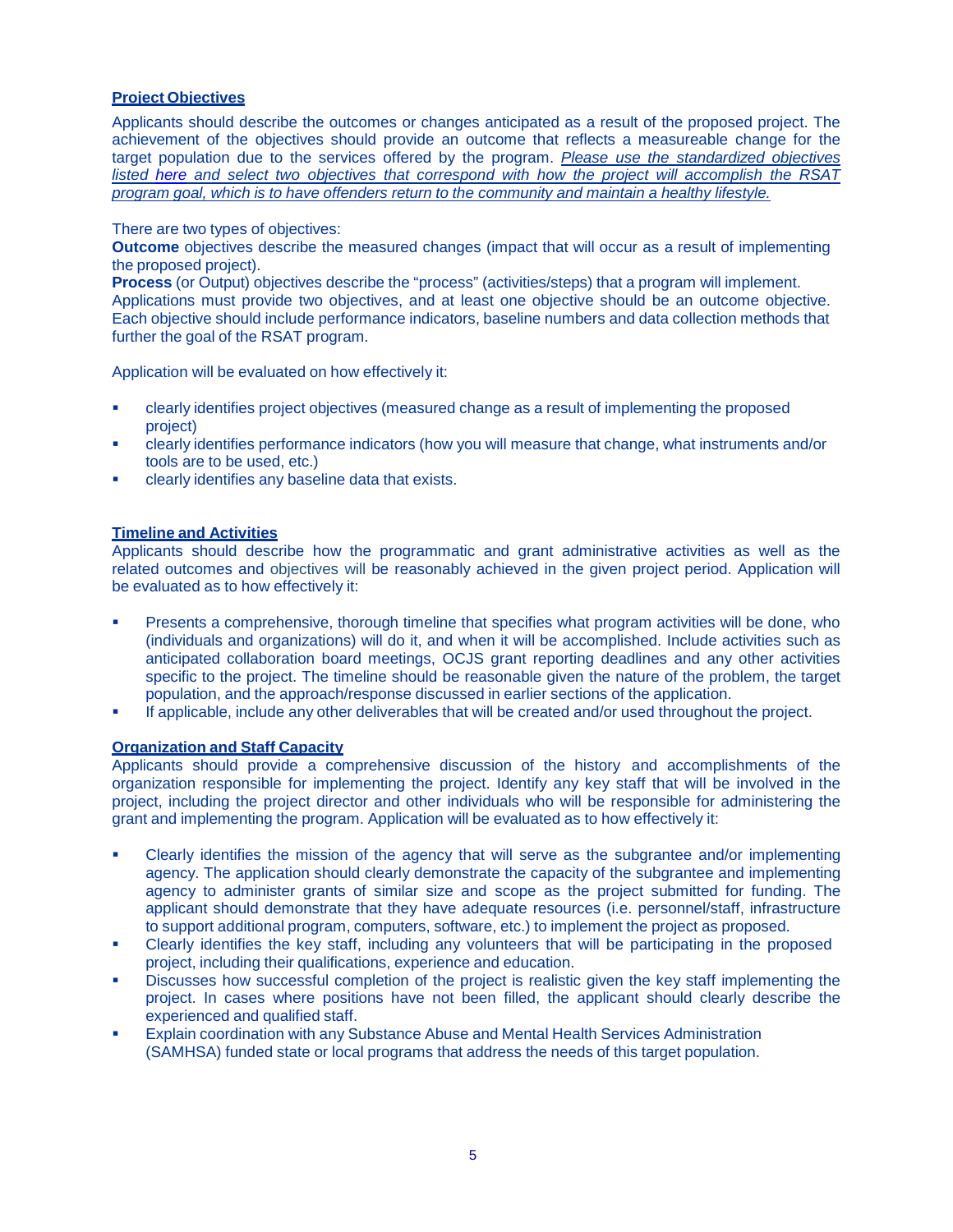## Project Objectives

Applicants should describe the outcomes or changes anticipated as a result of the proposed project. The achievement of the objectives should provide an outcome that reflects a measureable change for the target population due to the services offered by the program. *Please use the standardized objectives listed here and select two objectives that correspond with how the project will accomplish the RSAT program goal, which is to have offenders return to the community and maintain a healthy lifestyle.*

There are two types of objectives:

**Outcome** objectives describe the measured changes (impact that will occur as a result of implementing the proposed project).

**Process** (or Output) objectives describe the "process" (activities/steps) that a program will implement. Applications must provide two objectives, and at least one objective should be an outcome objective. Each objective should include performance indicators, baseline numbers and data collection methods that further the goal of the RSAT program.

Application will be evaluated on how effectively it:

- clearly identifies project objectives (measured change as a result of implementing the proposed project)
- clearly identifies performance indicators (how you will measure that change, what instruments and/or tools are to be used, etc.)
- clearly identifies any baseline data that exists.

## Timeline and Activities

Applicants should describe how the programmatic and grant administrative activities as well as the related outcomes and objectives will be reasonably achieved in the given project period. Application will be evaluated as to how effectively it:

- Presents a comprehensive, thorough timeline that specifies what program activities will be done, who (individuals and organizations) will do it, and when it will be accomplished. Include activities such as anticipated collaboration board meetings, OCJS grant reporting deadlines and any other activities specific to the project. The timeline should be reasonable given the nature of the problem, the target population, and the approach/response discussed in earlier sections of the application.
- If applicable, include any other deliverables that will be created and/or used throughout the project.

## Organization and Staff Capacity

Applicants should provide a comprehensive discussion of the history and accomplishments of the organization responsible for implementing the project. Identify any key staff that will be involved in the project, including the project director and other individuals who will be responsible for administering the grant and implementing the program. Application will be evaluated as to how effectively it:

- Clearly identifies the mission of the agency that will serve as the subgrantee and/or implementing agency. The application should clearly demonstrate the capacity of the subgrantee and implementing agency to administer grants of similar size and scope as the project submitted for funding. The applicant should demonstrate that they have adequate resources (i.e. personnel/staff, infrastructure to support additional program, computers, software, etc.) to implement the project as proposed.
- Clearly identifies the key staff, including any volunteers that will be participating in the proposed project, including their qualifications, experience and education.
- Discusses how successful completion of the project is realistic given the key staff implementing the project. In cases where positions have not been filled, the applicant should clearly describe the experienced and qualified staff.
- Explain coordination with any Substance Abuse and Mental Health Services Administration (SAMHSA) funded state or local programs that address the needs of this target population.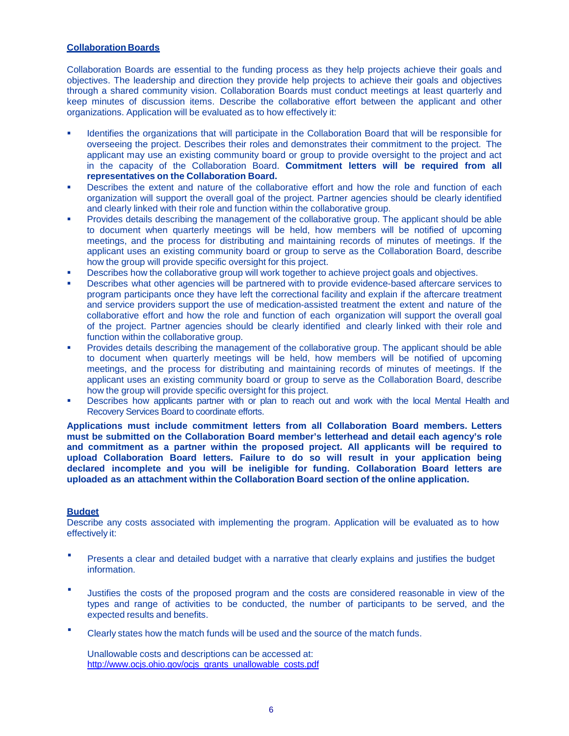**Collaboration Boards**

Collaboration Boards are essential to the funding process as they help projects achieve their goals and objectives. The leadership and direction they provide help projects to achieve their goals and objectives through a shared community vision. Collaboration Boards must conduct meetings at least quarterly and keep minutes of discussion items. Describe the collaborative effort between the applicant and other organizations. Application will be evaluated as to how effectively it:

- Identifies the organizations that will participate in the Collaboration Board that will be responsible for overseeing the project. Describes their roles and demonstrates their commitment to the project. The applicant may use an existing community board or group to provide oversight to the project and act in the capacity of the Collaboration Board. **Commitment letters will be required from all representatives on the Collaboration Board.**
- Describes the extent and nature of the collaborative effort and how the role and function of each organization will support the overall goal of the project. Partner agencies should be clearly identified and clearly linked with their role and function within the collaborative group.
- Provides details describing the management of the collaborative group. The applicant should be able to document when quarterly meetings will be held, how members will be notified of upcoming meetings, and the process for distributing and maintaining records of minutes of meetings. If the applicant uses an existing community board or group to serve as the Collaboration Board, describe how the group will provide specific oversight for this project.
- Describes how the collaborative group will work together to achieve project goals and objectives.
- Describes what other agencies will be partnered with to provide evidence-based aftercare services to program participants once they have left the correctional facility and explain if the aftercare treatment and service providers support the use of medication-assisted treatment the extent and nature of the collaborative effort and how the role and function of each organization will support the overall goal of the project. Partner agencies should be clearly identified and clearly linked with their role and function within the collaborative group.
- Provides details describing the management of the collaborative group. The applicant should be able to document when quarterly meetings will be held, how members will be notified of upcoming meetings, and the process for distributing and maintaining records of minutes of meetings. If the applicant uses an existing community board or group to serve as the Collaboration Board, describe how the group will provide specific oversight for this project.
- Describes how applicants partner with or plan to reach out and work with the local Mental Health and Recovery Services Board to coordinate efforts.

**Applications must include commitment letters from all Collaboration Board members. Letters must be submitted on the Collaboration Board member's letterhead and detail each agency's role and commitment as a partner within the proposed project. All applicants will be required to upload Collaboration Board letters. Failure to do so will result in your application being declared incomplete and you will be ineligible for funding. Collaboration Board letters are uploaded as an attachment within the Collaboration Board section of the online application.**

**Budget**

Describe any costs associated with implementing the program. Application will be evaluated as to how effectively it:

- Presents a clear and detailed budget with a narrative that clearly explains and justifies the budget information.
- Justifies the costs of the proposed program and the costs are considered reasonable in view of the types and range of activities to be conducted, the number of participants to be served, and the expected results and benefits.
- Clearly states how the match funds will be used and the source of the match funds.

  Unallowable costs and descriptions can be accessed at:
  http://www.ocjs.ohio.gov/ocjs_grants_unallowable_costs.pdf